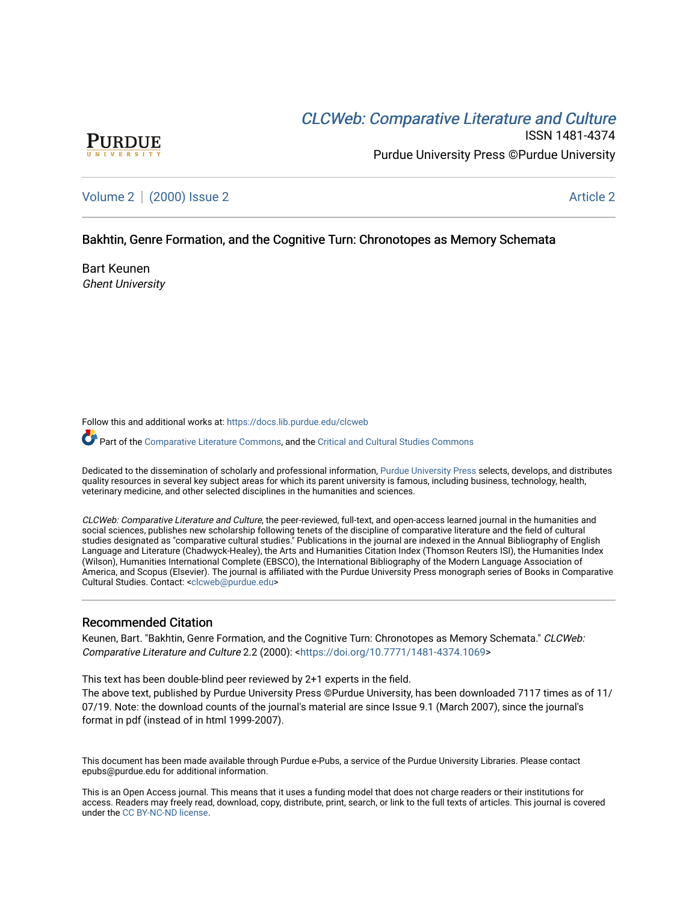[CLCWeb: Comparative Literature and Culture](https://docs.lib.purdue.edu/clcweb)

ISSN 1481-4374

Purdue University Press ©Purdue University

Volume 2 | (2000) Issue 2 — Article 2

# Bakhtin, Genre Formation, and the Cognitive Turn: Chronotopes as Memory Schemata

Bart Keunen
*Ghent University*

Follow this and additional works at: https://docs.lib.purdue.edu/clcweb

Part of the Comparative Literature Commons, and the Critical and Cultural Studies Commons

Dedicated to the dissemination of scholarly and professional information, Purdue University Press selects, develops, and distributes quality resources in several key subject areas for which its parent university is famous, including business, technology, health, veterinary medicine, and other selected disciplines in the humanities and sciences.

*CLCWeb: Comparative Literature and Culture*, the peer-reviewed, full-text, and open-access learned journal in the humanities and social sciences, publishes new scholarship following tenets of the discipline of comparative literature and the field of cultural studies designated as "comparative cultural studies." Publications in the journal are indexed in the Annual Bibliography of English Language and Literature (Chadwyck-Healey), the Arts and Humanities Citation Index (Thomson Reuters ISI), the Humanities Index (Wilson), Humanities International Complete (EBSCO), the International Bibliography of the Modern Language Association of America, and Scopus (Elsevier). The journal is affiliated with the Purdue University Press monograph series of Books in Comparative Cultural Studies. Contact: <clcweb@purdue.edu>

## Recommended Citation

Keunen, Bart. "Bakhtin, Genre Formation, and the Cognitive Turn: Chronotopes as Memory Schemata." *CLCWeb: Comparative Literature and Culture* 2.2 (2000): <https://doi.org/10.7771/1481-4374.1069>

This text has been double-blind peer reviewed by 2+1 experts in the field.
The above text, published by Purdue University Press ©Purdue University, has been downloaded 7117 times as of 11/07/19. Note: the download counts of the journal's material are since Issue 9.1 (March 2007), since the journal's format in pdf (instead of in html 1999-2007).

This document has been made available through Purdue e-Pubs, a service of the Purdue University Libraries. Please contact epubs@purdue.edu for additional information.

This is an Open Access journal. This means that it uses a funding model that does not charge readers or their institutions for access. Readers may freely read, download, copy, distribute, print, search, or link to the full texts of articles. This journal is covered under the CC BY-NC-ND license.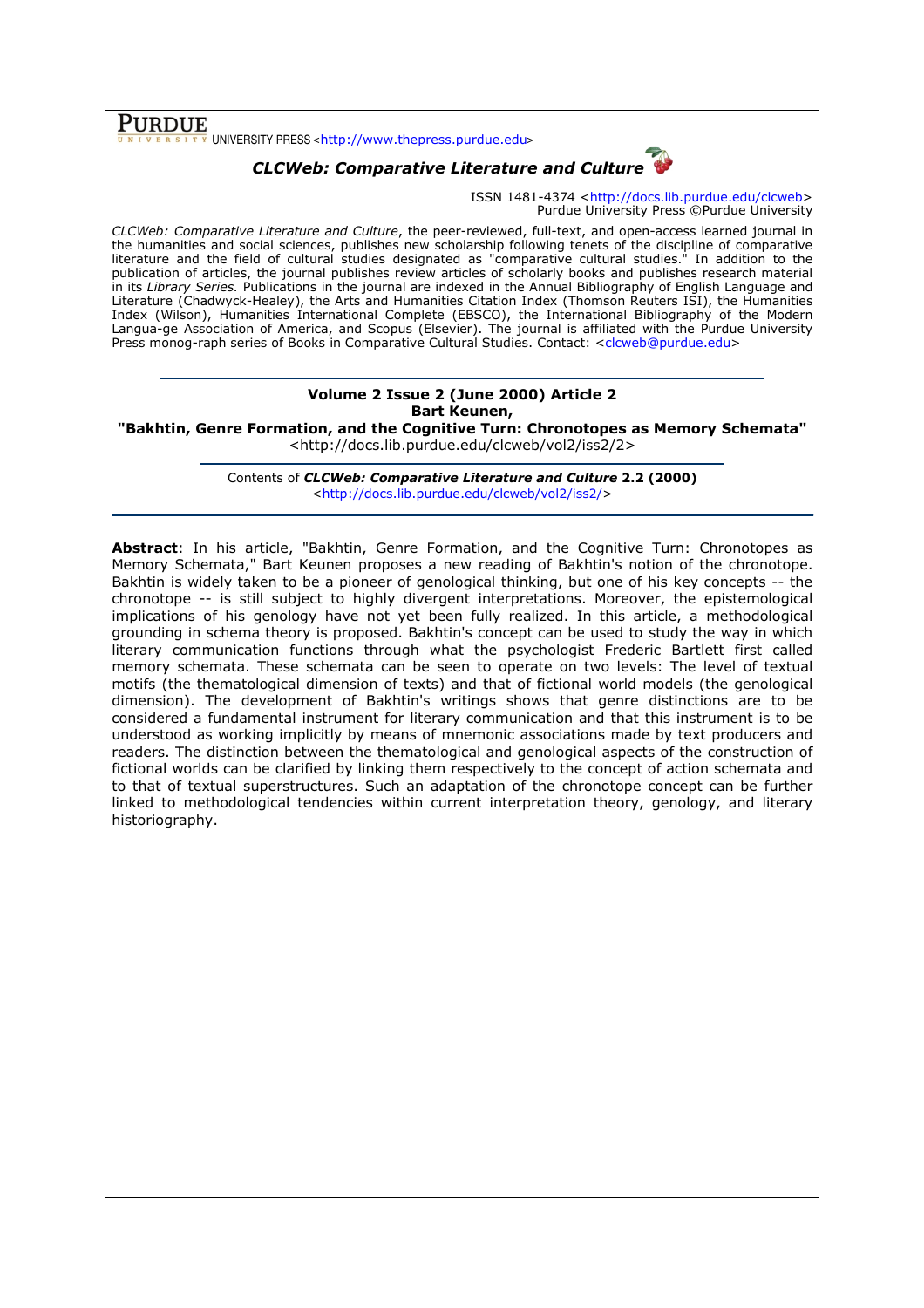**PURDUE** UNIVERSITY PRESS <http://www.thepress.purdue.edu>

***CLCWeb: Comparative Literature and Culture***

ISSN 1481-4374 <http://docs.lib.purdue.edu/clcweb>
Purdue University Press ©Purdue University

*CLCWeb: Comparative Literature and Culture*, the peer-reviewed, full-text, and open-access learned journal in the humanities and social sciences, publishes new scholarship following tenets of the discipline of comparative literature and the field of cultural studies designated as "comparative cultural studies." In addition to the publication of articles, the journal publishes review articles of scholarly books and publishes research material in its *Library Series.* Publications in the journal are indexed in the Annual Bibliography of English Language and Literature (Chadwyck-Healey), the Arts and Humanities Citation Index (Thomson Reuters ISI), the Humanities Index (Wilson), Humanities International Complete (EBSCO), the International Bibliography of the Modern Langua-ge Association of America, and Scopus (Elsevier). The journal is affiliated with the Purdue University Press monog-raph series of Books in Comparative Cultural Studies. Contact: <clcweb@purdue.edu>

---

**Volume 2 Issue 2 (June 2000) Article 2**
**Bart Keunen,**
**"Bakhtin, Genre Formation, and the Cognitive Turn: Chronotopes as Memory Schemata"**
<http://docs.lib.purdue.edu/clcweb/vol2/iss2/2>

---

Contents of ***CLCWeb: Comparative Literature and Culture*** **2.2 (2000)**
<http://docs.lib.purdue.edu/clcweb/vol2/iss2/>

---

**Abstract**: In his article, "Bakhtin, Genre Formation, and the Cognitive Turn: Chronotopes as Memory Schemata," Bart Keunen proposes a new reading of Bakhtin's notion of the chronotope. Bakhtin is widely taken to be a pioneer of genological thinking, but one of his key concepts -- the chronotope -- is still subject to highly divergent interpretations. Moreover, the epistemological implications of his genology have not yet been fully realized. In this article, a methodological grounding in schema theory is proposed. Bakhtin's concept can be used to study the way in which literary communication functions through what the psychologist Frederic Bartlett first called memory schemata. These schemata can be seen to operate on two levels: The level of textual motifs (the thematological dimension of texts) and that of fictional world models (the genological dimension). The development of Bakhtin's writings shows that genre distinctions are to be considered a fundamental instrument for literary communication and that this instrument is to be understood as working implicitly by means of mnemonic associations made by text producers and readers. The distinction between the thematological and genological aspects of the construction of fictional worlds can be clarified by linking them respectively to the concept of action schemata and to that of textual superstructures. Such an adaptation of the chronotope concept can be further linked to methodological tendencies within current interpretation theory, genology, and literary historiography.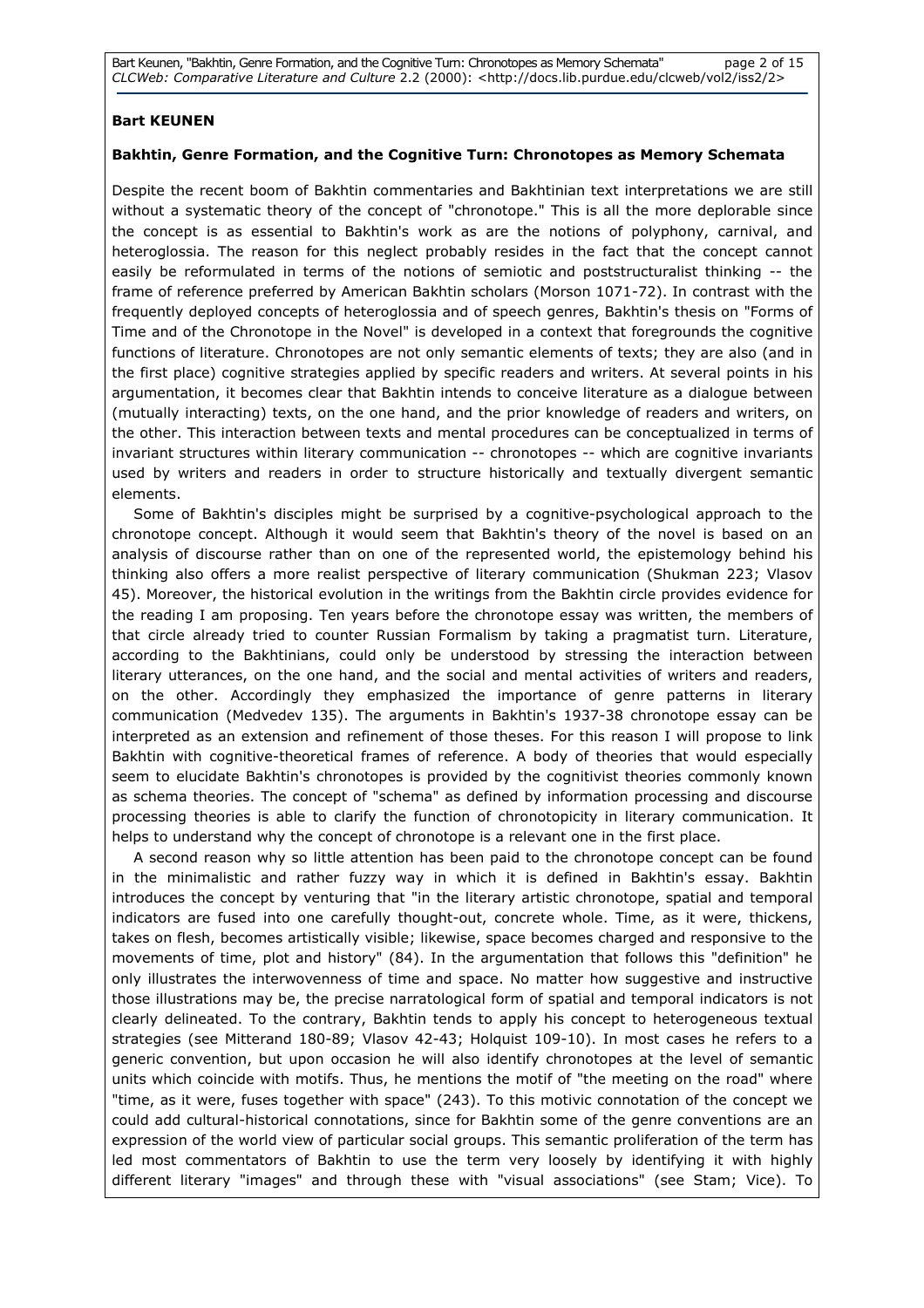**Bart KEUNEN**

**Bakhtin, Genre Formation, and the Cognitive Turn: Chronotopes as Memory Schemata**

Despite the recent boom of Bakhtin commentaries and Bakhtinian text interpretations we are still without a systematic theory of the concept of "chronotope." This is all the more deplorable since the concept is as essential to Bakhtin's work as are the notions of polyphony, carnival, and heteroglossia. The reason for this neglect probably resides in the fact that the concept cannot easily be reformulated in terms of the notions of semiotic and poststructuralist thinking -- the frame of reference preferred by American Bakhtin scholars (Morson 1071-72). In contrast with the frequently deployed concepts of heteroglossia and of speech genres, Bakhtin's thesis on "Forms of Time and of the Chronotope in the Novel" is developed in a context that foregrounds the cognitive functions of literature. Chronotopes are not only semantic elements of texts; they are also (and in the first place) cognitive strategies applied by specific readers and writers. At several points in his argumentation, it becomes clear that Bakhtin intends to conceive literature as a dialogue between (mutually interacting) texts, on the one hand, and the prior knowledge of readers and writers, on the other. This interaction between texts and mental procedures can be conceptualized in terms of invariant structures within literary communication -- chronotopes -- which are cognitive invariants used by writers and readers in order to structure historically and textually divergent semantic elements.

Some of Bakhtin's disciples might be surprised by a cognitive-psychological approach to the chronotope concept. Although it would seem that Bakhtin's theory of the novel is based on an analysis of discourse rather than on one of the represented world, the epistemology behind his thinking also offers a more realist perspective of literary communication (Shukman 223; Vlasov 45). Moreover, the historical evolution in the writings from the Bakhtin circle provides evidence for the reading I am proposing. Ten years before the chronotope essay was written, the members of that circle already tried to counter Russian Formalism by taking a pragmatist turn. Literature, according to the Bakhtinians, could only be understood by stressing the interaction between literary utterances, on the one hand, and the social and mental activities of writers and readers, on the other. Accordingly they emphasized the importance of genre patterns in literary communication (Medvedev 135). The arguments in Bakhtin's 1937-38 chronotope essay can be interpreted as an extension and refinement of those theses. For this reason I will propose to link Bakhtin with cognitive-theoretical frames of reference. A body of theories that would especially seem to elucidate Bakhtin's chronotopes is provided by the cognitivist theories commonly known as schema theories. The concept of "schema" as defined by information processing and discourse processing theories is able to clarify the function of chronotopicity in literary communication. It helps to understand why the concept of chronotope is a relevant one in the first place.

A second reason why so little attention has been paid to the chronotope concept can be found in the minimalistic and rather fuzzy way in which it is defined in Bakhtin's essay. Bakhtin introduces the concept by venturing that "in the literary artistic chronotope, spatial and temporal indicators are fused into one carefully thought-out, concrete whole. Time, as it were, thickens, takes on flesh, becomes artistically visible; likewise, space becomes charged and responsive to the movements of time, plot and history" (84). In the argumentation that follows this "definition" he only illustrates the interwovenness of time and space. No matter how suggestive and instructive those illustrations may be, the precise narratological form of spatial and temporal indicators is not clearly delineated. To the contrary, Bakhtin tends to apply his concept to heterogeneous textual strategies (see Mitterand 180-89; Vlasov 42-43; Holquist 109-10). In most cases he refers to a generic convention, but upon occasion he will also identify chronotopes at the level of semantic units which coincide with motifs. Thus, he mentions the motif of "the meeting on the road" where "time, as it were, fuses together with space" (243). To this motivic connotation of the concept we could add cultural-historical connotations, since for Bakhtin some of the genre conventions are an expression of the world view of particular social groups. This semantic proliferation of the term has led most commentators of Bakhtin to use the term very loosely by identifying it with highly different literary "images" and through these with "visual associations" (see Stam; Vice). To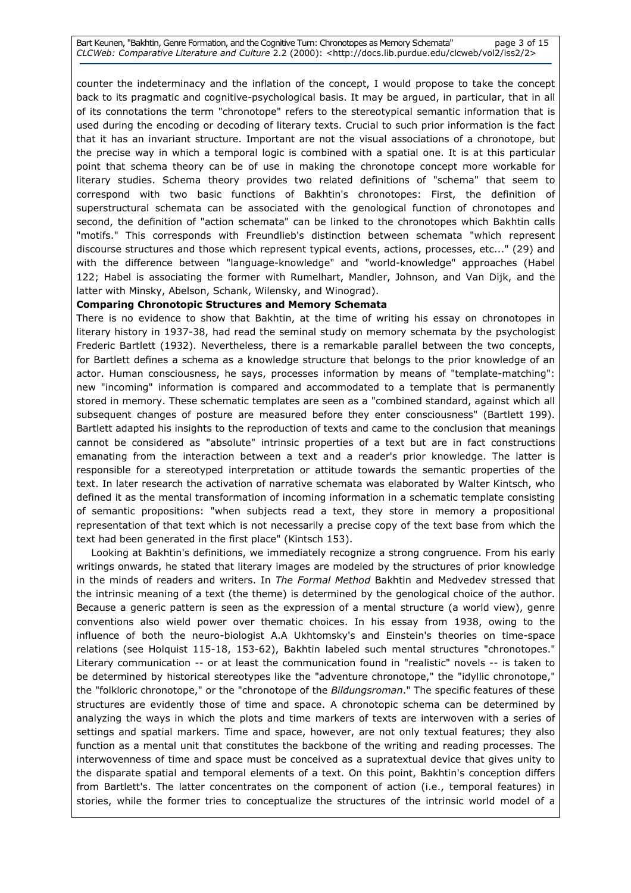counter the indeterminacy and the inflation of the concept, I would propose to take the concept back to its pragmatic and cognitive-psychological basis. It may be argued, in particular, that in all of its connotations the term "chronotope" refers to the stereotypical semantic information that is used during the encoding or decoding of literary texts. Crucial to such prior information is the fact that it has an invariant structure. Important are not the visual associations of a chronotope, but the precise way in which a temporal logic is combined with a spatial one. It is at this particular point that schema theory can be of use in making the chronotope concept more workable for literary studies. Schema theory provides two related definitions of "schema" that seem to correspond with two basic functions of Bakhtin's chronotopes: First, the definition of superstructural schemata can be associated with the genological function of chronotopes and second, the definition of "action schemata" can be linked to the chronotopes which Bakhtin calls "motifs." This corresponds with Freundlieb's distinction between schemata "which represent discourse structures and those which represent typical events, actions, processes, etc..." (29) and with the difference between "language-knowledge" and "world-knowledge" approaches (Habel 122; Habel is associating the former with Rumelhart, Mandler, Johnson, and Van Dijk, and the latter with Minsky, Abelson, Schank, Wilensky, and Winograd).

**Comparing Chronotopic Structures and Memory Schemata**

There is no evidence to show that Bakhtin, at the time of writing his essay on chronotopes in literary history in 1937-38, had read the seminal study on memory schemata by the psychologist Frederic Bartlett (1932). Nevertheless, there is a remarkable parallel between the two concepts, for Bartlett defines a schema as a knowledge structure that belongs to the prior knowledge of an actor. Human consciousness, he says, processes information by means of "template-matching": new "incoming" information is compared and accommodated to a template that is permanently stored in memory. These schematic templates are seen as a "combined standard, against which all subsequent changes of posture are measured before they enter consciousness" (Bartlett 199). Bartlett adapted his insights to the reproduction of texts and came to the conclusion that meanings cannot be considered as "absolute" intrinsic properties of a text but are in fact constructions emanating from the interaction between a text and a reader's prior knowledge. The latter is responsible for a stereotyped interpretation or attitude towards the semantic properties of the text. In later research the activation of narrative schemata was elaborated by Walter Kintsch, who defined it as the mental transformation of incoming information in a schematic template consisting of semantic propositions: "when subjects read a text, they store in memory a propositional representation of that text which is not necessarily a precise copy of the text base from which the text had been generated in the first place" (Kintsch 153).

Looking at Bakhtin's definitions, we immediately recognize a strong congruence. From his early writings onwards, he stated that literary images are modeled by the structures of prior knowledge in the minds of readers and writers. In *The Formal Method* Bakhtin and Medvedev stressed that the intrinsic meaning of a text (the theme) is determined by the genological choice of the author. Because a generic pattern is seen as the expression of a mental structure (a world view), genre conventions also wield power over thematic choices. In his essay from 1938, owing to the influence of both the neuro-biologist A.A Ukhtomsky's and Einstein's theories on time-space relations (see Holquist 115-18, 153-62), Bakhtin labeled such mental structures "chronotopes." Literary communication -- or at least the communication found in "realistic" novels -- is taken to be determined by historical stereotypes like the "adventure chronotope," the "idyllic chronotope," the "folkloric chronotope," or the "chronotope of the *Bildungsroman*." The specific features of these structures are evidently those of time and space. A chronotopic schema can be determined by analyzing the ways in which the plots and time markers of texts are interwoven with a series of settings and spatial markers. Time and space, however, are not only textual features; they also function as a mental unit that constitutes the backbone of the writing and reading processes. The interwovenness of time and space must be conceived as a supratextual device that gives unity to the disparate spatial and temporal elements of a text. On this point, Bakhtin's conception differs from Bartlett's. The latter concentrates on the component of action (i.e., temporal features) in stories, while the former tries to conceptualize the structures of the intrinsic world model of a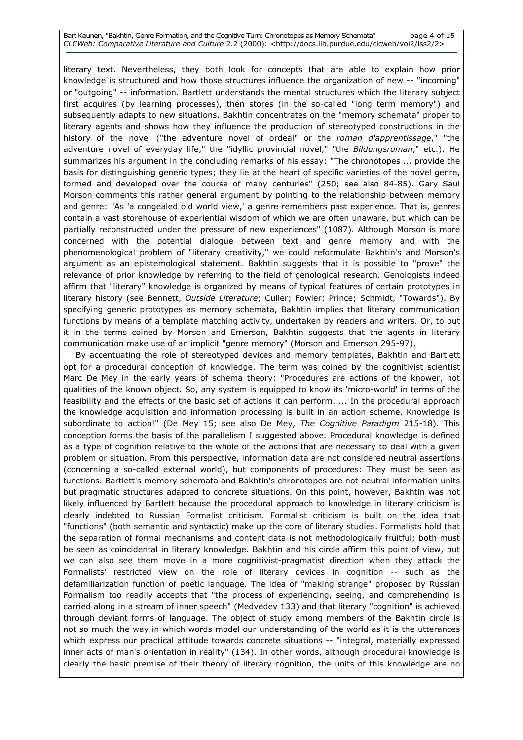literary text. Nevertheless, they both look for concepts that are able to explain how prior knowledge is structured and how those structures influence the organization of new -- "incoming" or "outgoing" -- information. Bartlett understands the mental structures which the literary subject first acquires (by learning processes), then stores (in the so-called "long term memory") and subsequently adapts to new situations. Bakhtin concentrates on the "memory schemata" proper to literary agents and shows how they influence the production of stereotyped constructions in the history of the novel ("the adventure novel of ordeal" or the *roman d'apprentissage*," "the adventure novel of everyday life," the "idyllic provincial novel," "the *Bildungsroman*," etc.). He summarizes his argument in the concluding remarks of his essay: "The chronotopes ... provide the basis for distinguishing generic types; they lie at the heart of specific varieties of the novel genre, formed and developed over the course of many centuries" (250; see also 84-85). Gary Saul Morson comments this rather general argument by pointing to the relationship between memory and genre: "As 'a congealed old world view,' a genre remembers past experience. That is, genres contain a vast storehouse of experiential wisdom of which we are often unaware, but which can be partially reconstructed under the pressure of new experiences" (1087). Although Morson is more concerned with the potential dialogue between text and genre memory and with the phenomenological problem of "literary creativity," we could reformulate Bakhtin's and Morson's argument as an epistemological statement. Bakhtin suggests that it is possible to "prove" the relevance of prior knowledge by referring to the field of genological research. Genologists indeed affirm that "literary" knowledge is organized by means of typical features of certain prototypes in literary history (see Bennett, *Outside Literature*; Culler; Fowler; Prince; Schmidt, "Towards"). By specifying generic prototypes as memory schemata, Bakhtin implies that literary communication functions by means of a template matching activity, undertaken by readers and writers. Or, to put it in the terms coined by Morson and Emerson, Bakhtin suggests that the agents in literary communication make use of an implicit "genre memory" (Morson and Emerson 295-97).

By accentuating the role of stereotyped devices and memory templates, Bakhtin and Bartlett opt for a procedural conception of knowledge. The term was coined by the cognitivist scientist Marc De Mey in the early years of schema theory: "Procedures are actions of the knower, not qualities of the known object. So, any system is equipped to know its 'micro-world' in terms of the feasibility and the effects of the basic set of actions it can perform. ... In the procedural approach the knowledge acquisition and information processing is built in an action scheme. Knowledge is subordinate to action!" (De Mey 15; see also De Mey, *The Cognitive Paradigm* 215-18). This conception forms the basis of the parallelism I suggested above. Procedural knowledge is defined as a type of cognition relative to the whole of the actions that are necessary to deal with a given problem or situation. From this perspective, information data are not considered neutral assertions (concerning a so-called external world), but components of procedures: They must be seen as functions. Bartlett's memory schemata and Bakhtin's chronotopes are not neutral information units but pragmatic structures adapted to concrete situations. On this point, however, Bakhtin was not likely influenced by Bartlett because the procedural approach to knowledge in literary criticism is clearly indebted to Russian Formalist criticism. Formalist criticism is built on the idea that "functions" (both semantic and syntactic) make up the core of literary studies. Formalists hold that the separation of formal mechanisms and content data is not methodologically fruitful; both must be seen as coincidental in literary knowledge. Bakhtin and his circle affirm this point of view, but we can also see them move in a more cognitivist-pragmatist direction when they attack the Formalists' restricted view on the role of literary devices in cognition -- such as the defamiliarization function of poetic language. The idea of "making strange" proposed by Russian Formalism too readily accepts that "the process of experiencing, seeing, and comprehending is carried along in a stream of inner speech" (Medvedev 133) and that literary "cognition" is achieved through deviant forms of language. The object of study among members of the Bakhtin circle is not so much the way in which words model our understanding of the world as it is the utterances which express our practical attitude towards concrete situations -- "integral, materially expressed inner acts of man's orientation in reality" (134). In other words, although procedural knowledge is clearly the basic premise of their theory of literary cognition, the units of this knowledge are no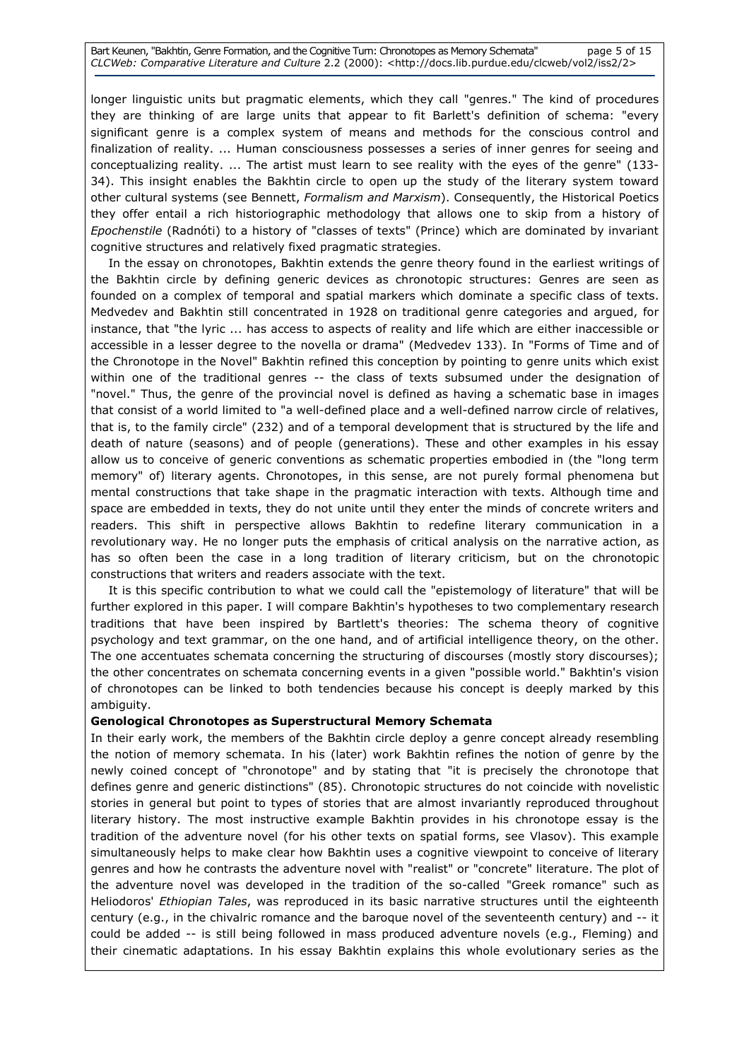longer linguistic units but pragmatic elements, which they call "genres." The kind of procedures they are thinking of are large units that appear to fit Barlett's definition of schema: "every significant genre is a complex system of means and methods for the conscious control and finalization of reality. ... Human consciousness possesses a series of inner genres for seeing and conceptualizing reality. ... The artist must learn to see reality with the eyes of the genre" (133-34). This insight enables the Bakhtin circle to open up the study of the literary system toward other cultural systems (see Bennett, *Formalism and Marxism*). Consequently, the Historical Poetics they offer entail a rich historiographic methodology that allows one to skip from a history of *Epochenstile* (Radnóti) to a history of "classes of texts" (Prince) which are dominated by invariant cognitive structures and relatively fixed pragmatic strategies.

In the essay on chronotopes, Bakhtin extends the genre theory found in the earliest writings of the Bakhtin circle by defining generic devices as chronotopic structures: Genres are seen as founded on a complex of temporal and spatial markers which dominate a specific class of texts. Medvedev and Bakhtin still concentrated in 1928 on traditional genre categories and argued, for instance, that "the lyric ... has access to aspects of reality and life which are either inaccessible or accessible in a lesser degree to the novella or drama" (Medvedev 133). In "Forms of Time and of the Chronotope in the Novel" Bakhtin refined this conception by pointing to genre units which exist within one of the traditional genres -- the class of texts subsumed under the designation of "novel." Thus, the genre of the provincial novel is defined as having a schematic base in images that consist of a world limited to "a well-defined place and a well-defined narrow circle of relatives, that is, to the family circle" (232) and of a temporal development that is structured by the life and death of nature (seasons) and of people (generations). These and other examples in his essay allow us to conceive of generic conventions as schematic properties embodied in (the "long term memory" of) literary agents. Chronotopes, in this sense, are not purely formal phenomena but mental constructions that take shape in the pragmatic interaction with texts. Although time and space are embedded in texts, they do not unite until they enter the minds of concrete writers and readers. This shift in perspective allows Bakhtin to redefine literary communication in a revolutionary way. He no longer puts the emphasis of critical analysis on the narrative action, as has so often been the case in a long tradition of literary criticism, but on the chronotopic constructions that writers and readers associate with the text.

It is this specific contribution to what we could call the "epistemology of literature" that will be further explored in this paper. I will compare Bakhtin's hypotheses to two complementary research traditions that have been inspired by Bartlett's theories: The schema theory of cognitive psychology and text grammar, on the one hand, and of artificial intelligence theory, on the other. The one accentuates schemata concerning the structuring of discourses (mostly story discourses); the other concentrates on schemata concerning events in a given "possible world." Bakhtin's vision of chronotopes can be linked to both tendencies because his concept is deeply marked by this ambiguity.

**Genological Chronotopes as Superstructural Memory Schemata**

In their early work, the members of the Bakhtin circle deploy a genre concept already resembling the notion of memory schemata. In his (later) work Bakhtin refines the notion of genre by the newly coined concept of "chronotope" and by stating that "it is precisely the chronotope that defines genre and generic distinctions" (85). Chronotopic structures do not coincide with novelistic stories in general but point to types of stories that are almost invariantly reproduced throughout literary history. The most instructive example Bakhtin provides in his chronotope essay is the tradition of the adventure novel (for his other texts on spatial forms, see Vlasov). This example simultaneously helps to make clear how Bakhtin uses a cognitive viewpoint to conceive of literary genres and how he contrasts the adventure novel with "realist" or "concrete" literature. The plot of the adventure novel was developed in the tradition of the so-called "Greek romance" such as Heliodoros' *Ethiopian Tales*, was reproduced in its basic narrative structures until the eighteenth century (e.g., in the chivalric romance and the baroque novel of the seventeenth century) and -- it could be added -- is still being followed in mass produced adventure novels (e.g., Fleming) and their cinematic adaptations. In his essay Bakhtin explains this whole evolutionary series as the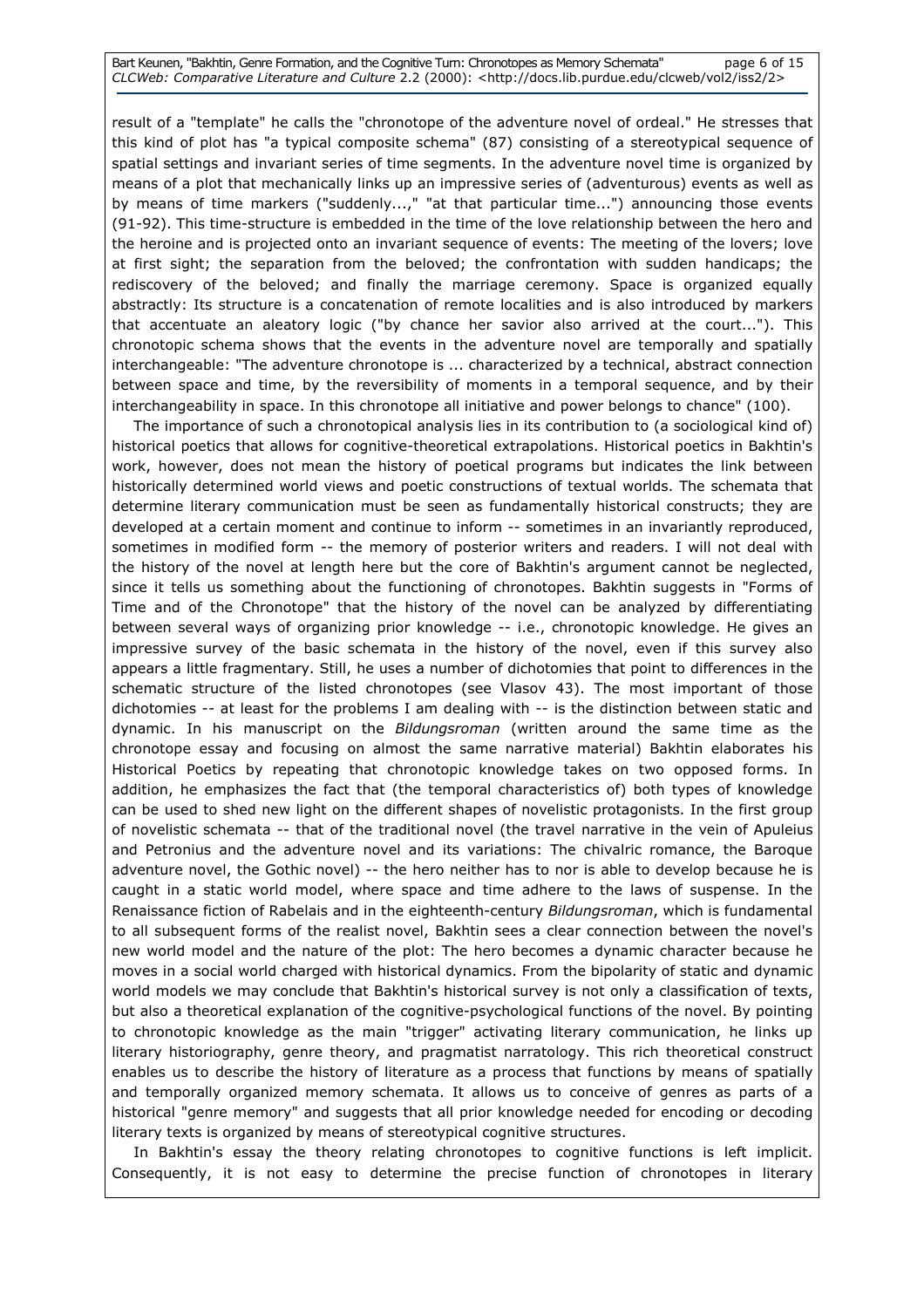result of a "template" he calls the "chronotope of the adventure novel of ordeal." He stresses that this kind of plot has "a typical composite schema" (87) consisting of a stereotypical sequence of spatial settings and invariant series of time segments. In the adventure novel time is organized by means of a plot that mechanically links up an impressive series of (adventurous) events as well as by means of time markers ("suddenly...," "at that particular time...") announcing those events (91-92). This time-structure is embedded in the time of the love relationship between the hero and the heroine and is projected onto an invariant sequence of events: The meeting of the lovers; love at first sight; the separation from the beloved; the confrontation with sudden handicaps; the rediscovery of the beloved; and finally the marriage ceremony. Space is organized equally abstractly: Its structure is a concatenation of remote localities and is also introduced by markers that accentuate an aleatory logic ("by chance her savior also arrived at the court..."). This chronotopic schema shows that the events in the adventure novel are temporally and spatially interchangeable: "The adventure chronotope is ... characterized by a technical, abstract connection between space and time, by the reversibility of moments in a temporal sequence, and by their interchangeability in space. In this chronotope all initiative and power belongs to chance" (100).

The importance of such a chronotopical analysis lies in its contribution to (a sociological kind of) historical poetics that allows for cognitive-theoretical extrapolations. Historical poetics in Bakhtin's work, however, does not mean the history of poetical programs but indicates the link between historically determined world views and poetic constructions of textual worlds. The schemata that determine literary communication must be seen as fundamentally historical constructs; they are developed at a certain moment and continue to inform -- sometimes in an invariantly reproduced, sometimes in modified form -- the memory of posterior writers and readers. I will not deal with the history of the novel at length here but the core of Bakhtin's argument cannot be neglected, since it tells us something about the functioning of chronotopes. Bakhtin suggests in "Forms of Time and of the Chronotope" that the history of the novel can be analyzed by differentiating between several ways of organizing prior knowledge -- i.e., chronotopic knowledge. He gives an impressive survey of the basic schemata in the history of the novel, even if this survey also appears a little fragmentary. Still, he uses a number of dichotomies that point to differences in the schematic structure of the listed chronotopes (see Vlasov 43). The most important of those dichotomies -- at least for the problems I am dealing with -- is the distinction between static and dynamic. In his manuscript on the *Bildungsroman* (written around the same time as the chronotope essay and focusing on almost the same narrative material) Bakhtin elaborates his Historical Poetics by repeating that chronotopic knowledge takes on two opposed forms. In addition, he emphasizes the fact that (the temporal characteristics of) both types of knowledge can be used to shed new light on the different shapes of novelistic protagonists. In the first group of novelistic schemata -- that of the traditional novel (the travel narrative in the vein of Apuleius and Petronius and the adventure novel and its variations: The chivalric romance, the Baroque adventure novel, the Gothic novel) -- the hero neither has to nor is able to develop because he is caught in a static world model, where space and time adhere to the laws of suspense. In the Renaissance fiction of Rabelais and in the eighteenth-century *Bildungsroman*, which is fundamental to all subsequent forms of the realist novel, Bakhtin sees a clear connection between the novel's new world model and the nature of the plot: The hero becomes a dynamic character because he moves in a social world charged with historical dynamics. From the bipolarity of static and dynamic world models we may conclude that Bakhtin's historical survey is not only a classification of texts, but also a theoretical explanation of the cognitive-psychological functions of the novel. By pointing to chronotopic knowledge as the main "trigger" activating literary communication, he links up literary historiography, genre theory, and pragmatist narratology. This rich theoretical construct enables us to describe the history of literature as a process that functions by means of spatially and temporally organized memory schemata. It allows us to conceive of genres as parts of a historical "genre memory" and suggests that all prior knowledge needed for encoding or decoding literary texts is organized by means of stereotypical cognitive structures.

In Bakhtin's essay the theory relating chronotopes to cognitive functions is left implicit. Consequently, it is not easy to determine the precise function of chronotopes in literary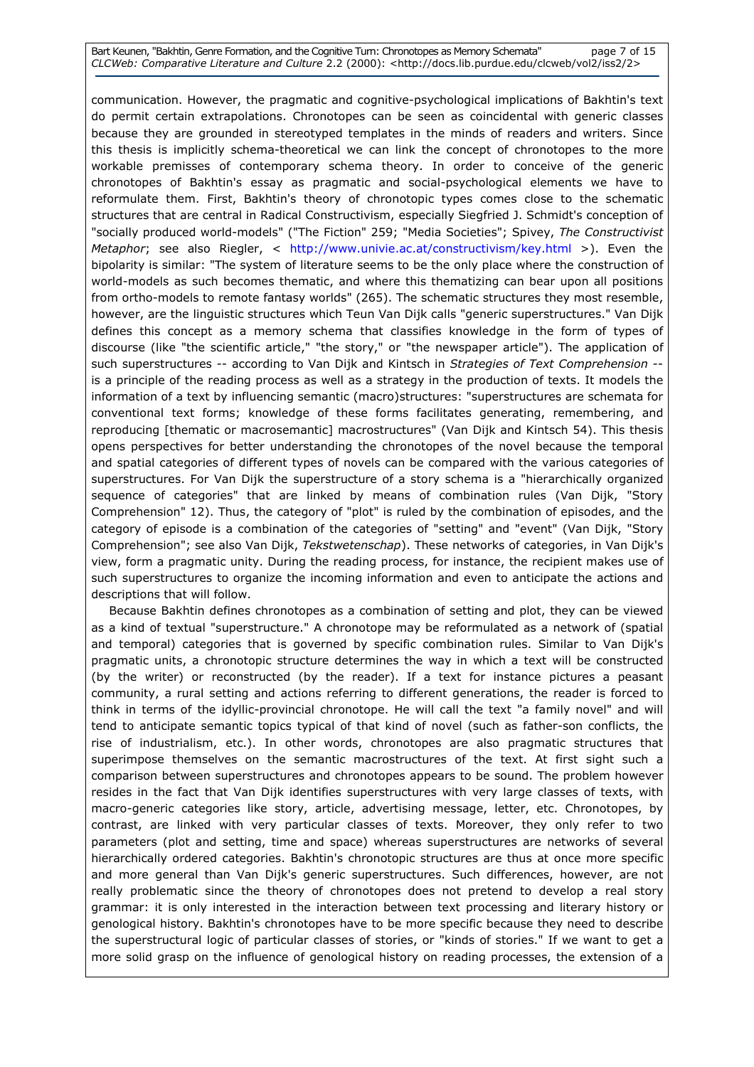communication. However, the pragmatic and cognitive-psychological implications of Bakhtin's text do permit certain extrapolations. Chronotopes can be seen as coincidental with generic classes because they are grounded in stereotyped templates in the minds of readers and writers. Since this thesis is implicitly schema-theoretical we can link the concept of chronotopes to the more workable premisses of contemporary schema theory. In order to conceive of the generic chronotopes of Bakhtin's essay as pragmatic and social-psychological elements we have to reformulate them. First, Bakhtin's theory of chronotopic types comes close to the schematic structures that are central in Radical Constructivism, especially Siegfried J. Schmidt's conception of "socially produced world-models" ("The Fiction" 259; "Media Societies"; Spivey, *The Constructivist Metaphor*; see also Riegler, < http://www.univie.ac.at/constructivism/key.html >). Even the bipolarity is similar: "The system of literature seems to be the only place where the construction of world-models as such becomes thematic, and where this thematizing can bear upon all positions from ortho-models to remote fantasy worlds" (265). The schematic structures they most resemble, however, are the linguistic structures which Teun Van Dijk calls "generic superstructures." Van Dijk defines this concept as a memory schema that classifies knowledge in the form of types of discourse (like "the scientific article," "the story," or "the newspaper article"). The application of such superstructures -- according to Van Dijk and Kintsch in *Strategies of Text Comprehension* -- is a principle of the reading process as well as a strategy in the production of texts. It models the information of a text by influencing semantic (macro)structures: "superstructures are schemata for conventional text forms; knowledge of these forms facilitates generating, remembering, and reproducing [thematic or macrosemantic] macrostructures" (Van Dijk and Kintsch 54). This thesis opens perspectives for better understanding the chronotopes of the novel because the temporal and spatial categories of different types of novels can be compared with the various categories of superstructures. For Van Dijk the superstructure of a story schema is a "hierarchically organized sequence of categories" that are linked by means of combination rules (Van Dijk, "Story Comprehension" 12). Thus, the category of "plot" is ruled by the combination of episodes, and the category of episode is a combination of the categories of "setting" and "event" (Van Dijk, "Story Comprehension"; see also Van Dijk, *Tekstwetenschap*). These networks of categories, in Van Dijk's view, form a pragmatic unity. During the reading process, for instance, the recipient makes use of such superstructures to organize the incoming information and even to anticipate the actions and descriptions that will follow.

Because Bakhtin defines chronotopes as a combination of setting and plot, they can be viewed as a kind of textual "superstructure." A chronotope may be reformulated as a network of (spatial and temporal) categories that is governed by specific combination rules. Similar to Van Dijk's pragmatic units, a chronotopic structure determines the way in which a text will be constructed (by the writer) or reconstructed (by the reader). If a text for instance pictures a peasant community, a rural setting and actions referring to different generations, the reader is forced to think in terms of the idyllic-provincial chronotope. He will call the text "a family novel" and will tend to anticipate semantic topics typical of that kind of novel (such as father-son conflicts, the rise of industrialism, etc.). In other words, chronotopes are also pragmatic structures that superimpose themselves on the semantic macrostructures of the text. At first sight such a comparison between superstructures and chronotopes appears to be sound. The problem however resides in the fact that Van Dijk identifies superstructures with very large classes of texts, with macro-generic categories like story, article, advertising message, letter, etc. Chronotopes, by contrast, are linked with very particular classes of texts. Moreover, they only refer to two parameters (plot and setting, time and space) whereas superstructures are networks of several hierarchically ordered categories. Bakhtin's chronotopic structures are thus at once more specific and more general than Van Dijk's generic superstructures. Such differences, however, are not really problematic since the theory of chronotopes does not pretend to develop a real story grammar: it is only interested in the interaction between text processing and literary history or genological history. Bakhtin's chronotopes have to be more specific because they need to describe the superstructural logic of particular classes of stories, or "kinds of stories." If we want to get a more solid grasp on the influence of genological history on reading processes, the extension of a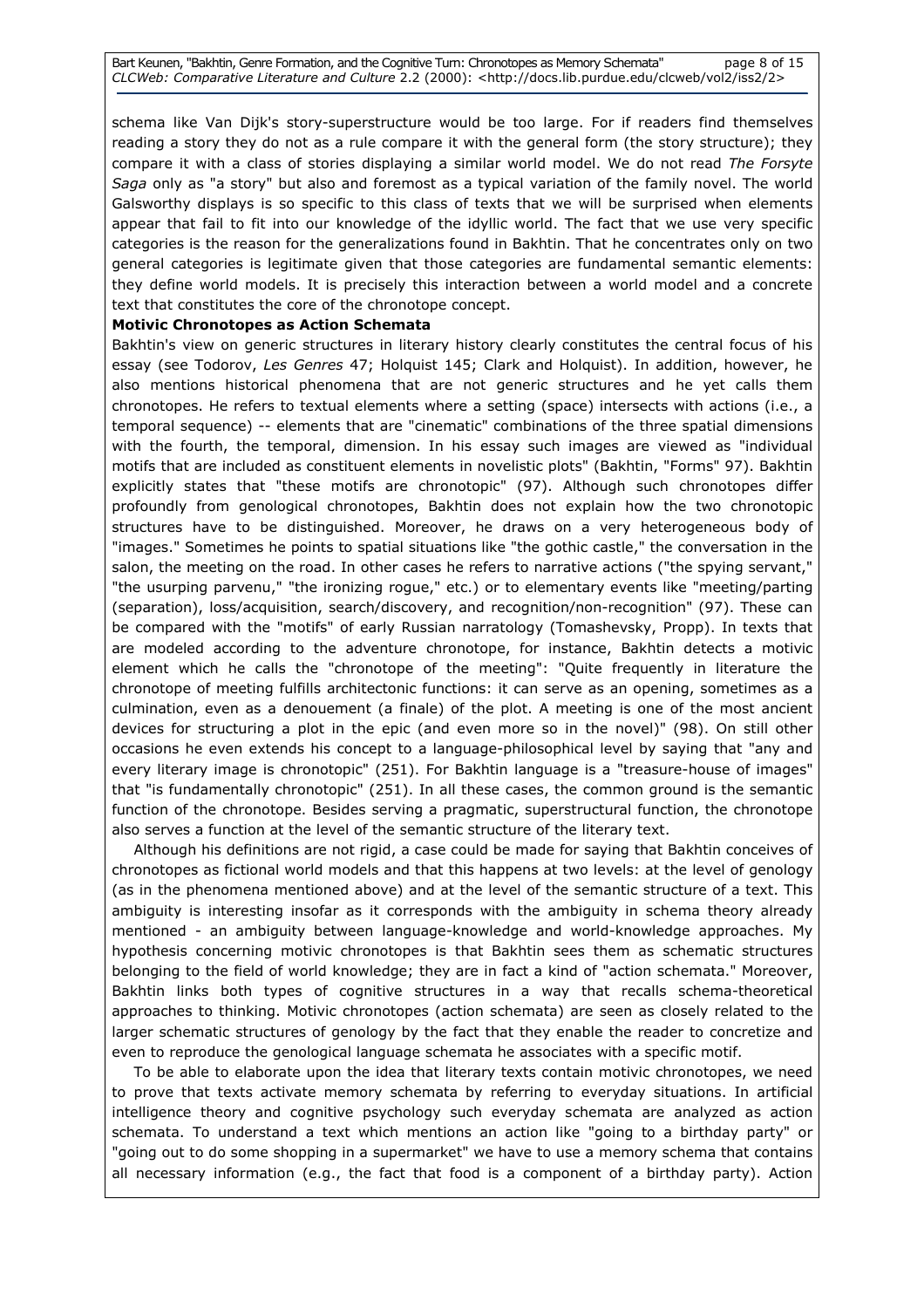schema like Van Dijk's story-superstructure would be too large. For if readers find themselves reading a story they do not as a rule compare it with the general form (the story structure); they compare it with a class of stories displaying a similar world model. We do not read *The Forsyte Saga* only as "a story" but also and foremost as a typical variation of the family novel. The world Galsworthy displays is so specific to this class of texts that we will be surprised when elements appear that fail to fit into our knowledge of the idyllic world. The fact that we use very specific categories is the reason for the generalizations found in Bakhtin. That he concentrates only on two general categories is legitimate given that those categories are fundamental semantic elements: they define world models. It is precisely this interaction between a world model and a concrete text that constitutes the core of the chronotope concept.

**Motivic Chronotopes as Action Schemata**

Bakhtin's view on generic structures in literary history clearly constitutes the central focus of his essay (see Todorov, *Les Genres* 47; Holquist 145; Clark and Holquist). In addition, however, he also mentions historical phenomena that are not generic structures and he yet calls them chronotopes. He refers to textual elements where a setting (space) intersects with actions (i.e., a temporal sequence) -- elements that are "cinematic" combinations of the three spatial dimensions with the fourth, the temporal, dimension. In his essay such images are viewed as "individual motifs that are included as constituent elements in novelistic plots" (Bakhtin, "Forms" 97). Bakhtin explicitly states that "these motifs are chronotopic" (97). Although such chronotopes differ profoundly from genological chronotopes, Bakhtin does not explain how the two chronotopic structures have to be distinguished. Moreover, he draws on a very heterogeneous body of "images." Sometimes he points to spatial situations like "the gothic castle," the conversation in the salon, the meeting on the road. In other cases he refers to narrative actions ("the spying servant," "the usurping parvenu," "the ironizing rogue," etc.) or to elementary events like "meeting/parting (separation), loss/acquisition, search/discovery, and recognition/non-recognition" (97). These can be compared with the "motifs" of early Russian narratology (Tomashevsky, Propp). In texts that are modeled according to the adventure chronotope, for instance, Bakhtin detects a motivic element which he calls the "chronotope of the meeting": "Quite frequently in literature the chronotope of meeting fulfills architectonic functions: it can serve as an opening, sometimes as a culmination, even as a denouement (a finale) of the plot. A meeting is one of the most ancient devices for structuring a plot in the epic (and even more so in the novel)" (98). On still other occasions he even extends his concept to a language-philosophical level by saying that "any and every literary image is chronotopic" (251). For Bakhtin language is a "treasure-house of images" that "is fundamentally chronotopic" (251). In all these cases, the common ground is the semantic function of the chronotope. Besides serving a pragmatic, superstructural function, the chronotope also serves a function at the level of the semantic structure of the literary text.

Although his definitions are not rigid, a case could be made for saying that Bakhtin conceives of chronotopes as fictional world models and that this happens at two levels: at the level of genology (as in the phenomena mentioned above) and at the level of the semantic structure of a text. This ambiguity is interesting insofar as it corresponds with the ambiguity in schema theory already mentioned - an ambiguity between language-knowledge and world-knowledge approaches. My hypothesis concerning motivic chronotopes is that Bakhtin sees them as schematic structures belonging to the field of world knowledge; they are in fact a kind of "action schemata." Moreover, Bakhtin links both types of cognitive structures in a way that recalls schema-theoretical approaches to thinking. Motivic chronotopes (action schemata) are seen as closely related to the larger schematic structures of genology by the fact that they enable the reader to concretize and even to reproduce the genological language schemata he associates with a specific motif.

To be able to elaborate upon the idea that literary texts contain motivic chronotopes, we need to prove that texts activate memory schemata by referring to everyday situations. In artificial intelligence theory and cognitive psychology such everyday schemata are analyzed as action schemata. To understand a text which mentions an action like "going to a birthday party" or "going out to do some shopping in a supermarket" we have to use a memory schema that contains all necessary information (e.g., the fact that food is a component of a birthday party). Action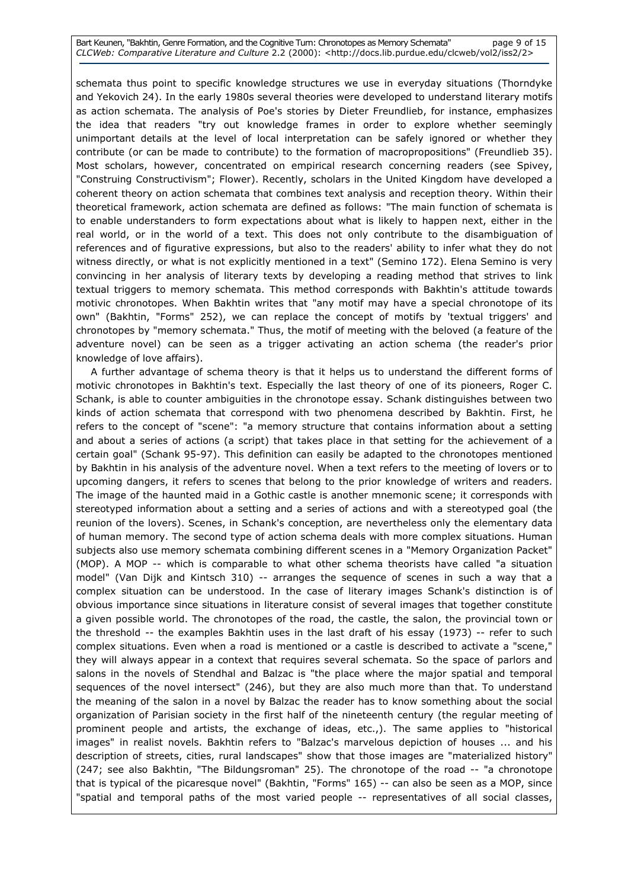schemata thus point to specific knowledge structures we use in everyday situations (Thorndyke and Yekovich 24). In the early 1980s several theories were developed to understand literary motifs as action schemata. The analysis of Poe's stories by Dieter Freundlieb, for instance, emphasizes the idea that readers "try out knowledge frames in order to explore whether seemingly unimportant details at the level of local interpretation can be safely ignored or whether they contribute (or can be made to contribute) to the formation of macropropositions" (Freundlieb 35). Most scholars, however, concentrated on empirical research concerning readers (see Spivey, "Construing Constructivism"; Flower). Recently, scholars in the United Kingdom have developed a coherent theory on action schemata that combines text analysis and reception theory. Within their theoretical framework, action schemata are defined as follows: "The main function of schemata is to enable understanders to form expectations about what is likely to happen next, either in the real world, or in the world of a text. This does not only contribute to the disambiguation of references and of figurative expressions, but also to the readers' ability to infer what they do not witness directly, or what is not explicitly mentioned in a text" (Semino 172). Elena Semino is very convincing in her analysis of literary texts by developing a reading method that strives to link textual triggers to memory schemata. This method corresponds with Bakhtin's attitude towards motivic chronotopes. When Bakhtin writes that "any motif may have a special chronotope of its own" (Bakhtin, "Forms" 252), we can replace the concept of motifs by 'textual triggers' and chronotopes by "memory schemata." Thus, the motif of meeting with the beloved (a feature of the adventure novel) can be seen as a trigger activating an action schema (the reader's prior knowledge of love affairs).

A further advantage of schema theory is that it helps us to understand the different forms of motivic chronotopes in Bakhtin's text. Especially the last theory of one of its pioneers, Roger C. Schank, is able to counter ambiguities in the chronotope essay. Schank distinguishes between two kinds of action schemata that correspond with two phenomena described by Bakhtin. First, he refers to the concept of "scene": "a memory structure that contains information about a setting and about a series of actions (a script) that takes place in that setting for the achievement of a certain goal" (Schank 95-97). This definition can easily be adapted to the chronotopes mentioned by Bakhtin in his analysis of the adventure novel. When a text refers to the meeting of lovers or to upcoming dangers, it refers to scenes that belong to the prior knowledge of writers and readers. The image of the haunted maid in a Gothic castle is another mnemonic scene; it corresponds with stereotyped information about a setting and a series of actions and with a stereotyped goal (the reunion of the lovers). Scenes, in Schank's conception, are nevertheless only the elementary data of human memory. The second type of action schema deals with more complex situations. Human subjects also use memory schemata combining different scenes in a "Memory Organization Packet" (MOP). A MOP -- which is comparable to what other schema theorists have called "a situation model" (Van Dijk and Kintsch 310) -- arranges the sequence of scenes in such a way that a complex situation can be understood. In the case of literary images Schank's distinction is of obvious importance since situations in literature consist of several images that together constitute a given possible world. The chronotopes of the road, the castle, the salon, the provincial town or the threshold -- the examples Bakhtin uses in the last draft of his essay (1973) -- refer to such complex situations. Even when a road is mentioned or a castle is described to activate a "scene," they will always appear in a context that requires several schemata. So the space of parlors and salons in the novels of Stendhal and Balzac is "the place where the major spatial and temporal sequences of the novel intersect" (246), but they are also much more than that. To understand the meaning of the salon in a novel by Balzac the reader has to know something about the social organization of Parisian society in the first half of the nineteenth century (the regular meeting of prominent people and artists, the exchange of ideas, etc.,). The same applies to "historical images" in realist novels. Bakhtin refers to "Balzac's marvelous depiction of houses ... and his description of streets, cities, rural landscapes" show that those images are "materialized history" (247; see also Bakhtin, "The Bildungsroman" 25). The chronotope of the road -- "a chronotope that is typical of the picaresque novel" (Bakhtin, "Forms" 165) -- can also be seen as a MOP, since "spatial and temporal paths of the most varied people -- representatives of all social classes,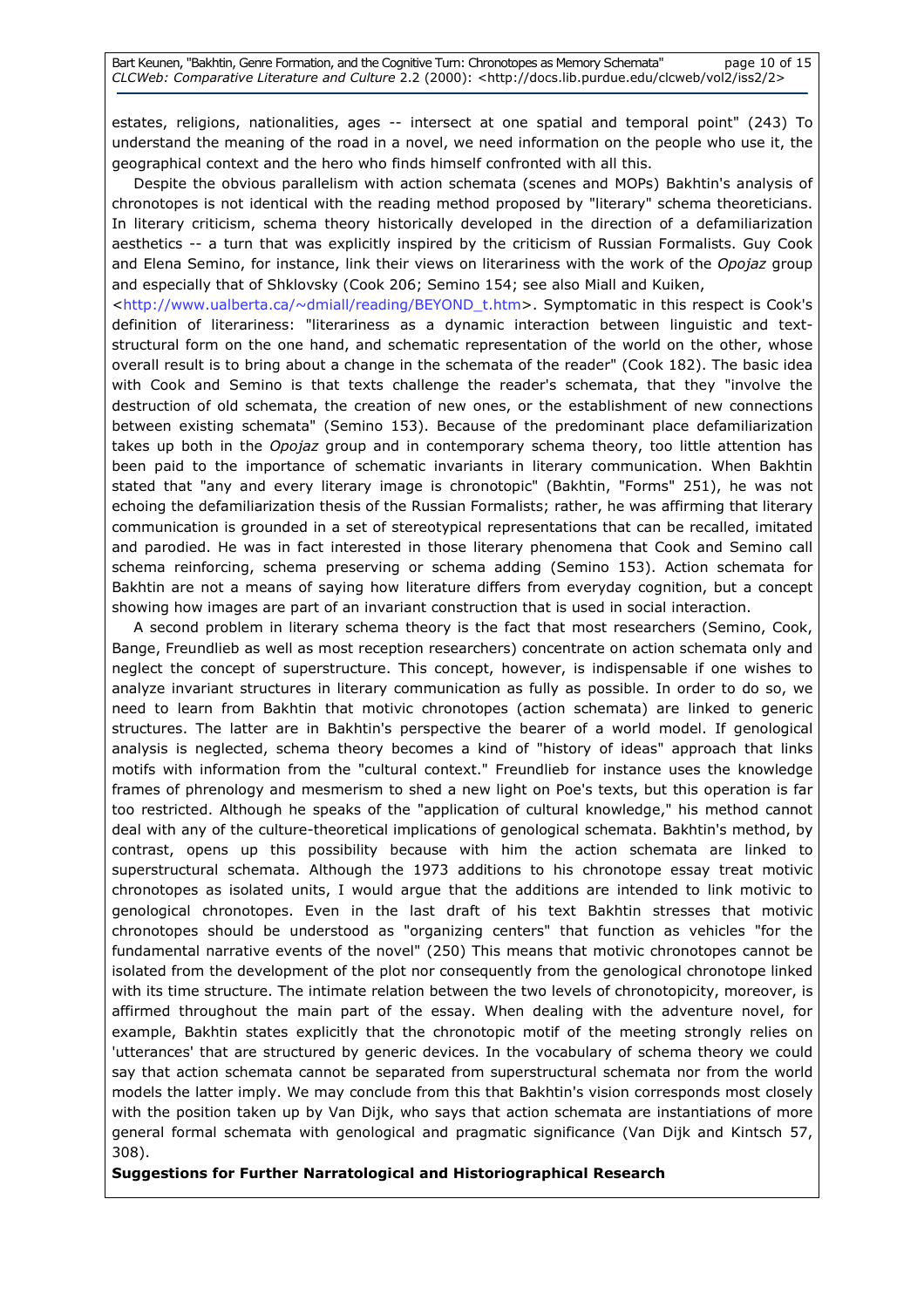estates, religions, nationalities, ages -- intersect at one spatial and temporal point" (243) To understand the meaning of the road in a novel, we need information on the people who use it, the geographical context and the hero who finds himself confronted with all this.

Despite the obvious parallelism with action schemata (scenes and MOPs) Bakhtin's analysis of chronotopes is not identical with the reading method proposed by "literary" schema theoreticians. In literary criticism, schema theory historically developed in the direction of a defamiliarization aesthetics -- a turn that was explicitly inspired by the criticism of Russian Formalists. Guy Cook and Elena Semino, for instance, link their views on literariness with the work of the *Opojaz* group and especially that of Shklovsky (Cook 206; Semino 154; see also Miall and Kuiken, <http://www.ualberta.ca/~dmiall/reading/BEYOND_t.htm>. Symptomatic in this respect is Cook's definition of literariness: "literariness as a dynamic interaction between linguistic and text-structural form on the one hand, and schematic representation of the world on the other, whose overall result is to bring about a change in the schemata of the reader" (Cook 182). The basic idea with Cook and Semino is that texts challenge the reader's schemata, that they "involve the destruction of old schemata, the creation of new ones, or the establishment of new connections between existing schemata" (Semino 153). Because of the predominant place defamiliarization takes up both in the *Opojaz* group and in contemporary schema theory, too little attention has been paid to the importance of schematic invariants in literary communication. When Bakhtin stated that "any and every literary image is chronotopic" (Bakhtin, "Forms" 251), he was not echoing the defamiliarization thesis of the Russian Formalists; rather, he was affirming that literary communication is grounded in a set of stereotypical representations that can be recalled, imitated and parodied. He was in fact interested in those literary phenomena that Cook and Semino call schema reinforcing, schema preserving or schema adding (Semino 153). Action schemata for Bakhtin are not a means of saying how literature differs from everyday cognition, but a concept showing how images are part of an invariant construction that is used in social interaction.

A second problem in literary schema theory is the fact that most researchers (Semino, Cook, Bange, Freundlieb as well as most reception researchers) concentrate on action schemata only and neglect the concept of superstructure. This concept, however, is indispensable if one wishes to analyze invariant structures in literary communication as fully as possible. In order to do so, we need to learn from Bakhtin that motivic chronotopes (action schemata) are linked to generic structures. The latter are in Bakhtin's perspective the bearer of a world model. If genological analysis is neglected, schema theory becomes a kind of "history of ideas" approach that links motifs with information from the "cultural context." Freundlieb for instance uses the knowledge frames of phrenology and mesmerism to shed a new light on Poe's texts, but this operation is far too restricted. Although he speaks of the "application of cultural knowledge," his method cannot deal with any of the culture-theoretical implications of genological schemata. Bakhtin's method, by contrast, opens up this possibility because with him the action schemata are linked to superstructural schemata. Although the 1973 additions to his chronotope essay treat motivic chronotopes as isolated units, I would argue that the additions are intended to link motivic to genological chronotopes. Even in the last draft of his text Bakhtin stresses that motivic chronotopes should be understood as "organizing centers" that function as vehicles "for the fundamental narrative events of the novel" (250) This means that motivic chronotopes cannot be isolated from the development of the plot nor consequently from the genological chronotope linked with its time structure. The intimate relation between the two levels of chronotopicity, moreover, is affirmed throughout the main part of the essay. When dealing with the adventure novel, for example, Bakhtin states explicitly that the chronotopic motif of the meeting strongly relies on 'utterances' that are structured by generic devices. In the vocabulary of schema theory we could say that action schemata cannot be separated from superstructural schemata nor from the world models the latter imply. We may conclude from this that Bakhtin's vision corresponds most closely with the position taken up by Van Dijk, who says that action schemata are instantiations of more general formal schemata with genological and pragmatic significance (Van Dijk and Kintsch 57, 308).

**Suggestions for Further Narratological and Historiographical Research**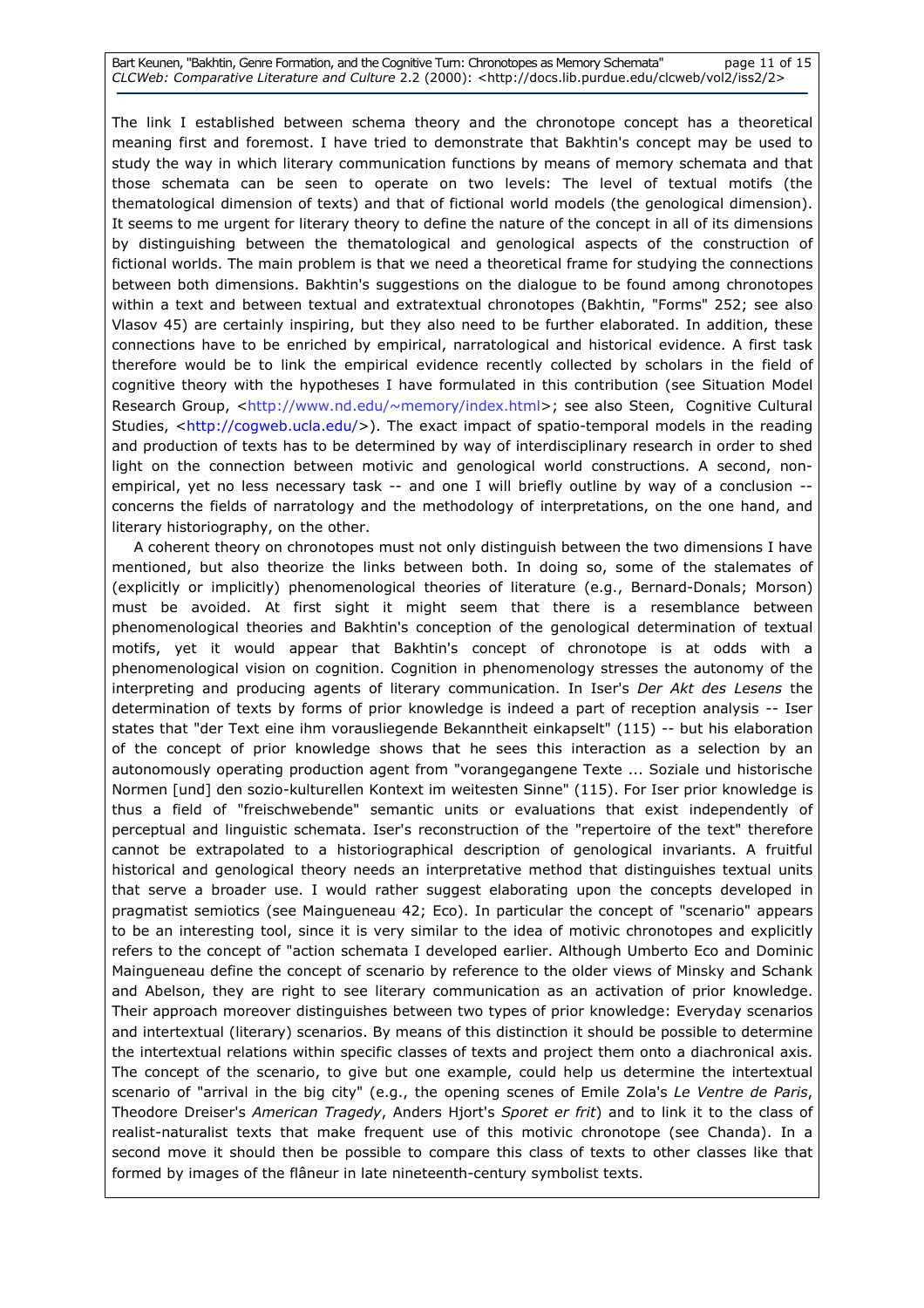The link I established between schema theory and the chronotope concept has a theoretical meaning first and foremost. I have tried to demonstrate that Bakhtin's concept may be used to study the way in which literary communication functions by means of memory schemata and that those schemata can be seen to operate on two levels: The level of textual motifs (the thematological dimension of texts) and that of fictional world models (the genological dimension). It seems to me urgent for literary theory to define the nature of the concept in all of its dimensions by distinguishing between the thematological and genological aspects of the construction of fictional worlds. The main problem is that we need a theoretical frame for studying the connections between both dimensions. Bakhtin's suggestions on the dialogue to be found among chronotopes within a text and between textual and extratextual chronotopes (Bakhtin, "Forms" 252; see also Vlasov 45) are certainly inspiring, but they also need to be further elaborated. In addition, these connections have to be enriched by empirical, narratological and historical evidence. A first task therefore would be to link the empirical evidence recently collected by scholars in the field of cognitive theory with the hypotheses I have formulated in this contribution (see Situation Model Research Group, <http://www.nd.edu/~memory/index.html>; see also Steen, Cognitive Cultural Studies, <http://cogweb.ucla.edu/>). The exact impact of spatio-temporal models in the reading and production of texts has to be determined by way of interdisciplinary research in order to shed light on the connection between motivic and genological world constructions. A second, non-empirical, yet no less necessary task -- and one I will briefly outline by way of a conclusion -- concerns the fields of narratology and the methodology of interpretations, on the one hand, and literary historiography, on the other.

A coherent theory on chronotopes must not only distinguish between the two dimensions I have mentioned, but also theorize the links between both. In doing so, some of the stalemates of (explicitly or implicitly) phenomenological theories of literature (e.g., Bernard-Donals; Morson) must be avoided. At first sight it might seem that there is a resemblance between phenomenological theories and Bakhtin's conception of the genological determination of textual motifs, yet it would appear that Bakhtin's concept of chronotope is at odds with a phenomenological vision on cognition. Cognition in phenomenology stresses the autonomy of the interpreting and producing agents of literary communication. In Iser's *Der Akt des Lesens* the determination of texts by forms of prior knowledge is indeed a part of reception analysis -- Iser states that "der Text eine ihm vorausliegende Bekanntheit einkapselt" (115) -- but his elaboration of the concept of prior knowledge shows that he sees this interaction as a selection by an autonomously operating production agent from "vorangegangene Texte ... Soziale und historische Normen [und] den sozio-kulturellen Kontext im weitesten Sinne" (115). For Iser prior knowledge is thus a field of "freischwebende" semantic units or evaluations that exist independently of perceptual and linguistic schemata. Iser's reconstruction of the "repertoire of the text" therefore cannot be extrapolated to a historiographical description of genological invariants. A fruitful historical and genological theory needs an interpretative method that distinguishes textual units that serve a broader use. I would rather suggest elaborating upon the concepts developed in pragmatist semiotics (see Maingueneau 42; Eco). In particular the concept of "scenario" appears to be an interesting tool, since it is very similar to the idea of motivic chronotopes and explicitly refers to the concept of "action schemata I developed earlier. Although Umberto Eco and Dominic Maingueneau define the concept of scenario by reference to the older views of Minsky and Schank and Abelson, they are right to see literary communication as an activation of prior knowledge. Their approach moreover distinguishes between two types of prior knowledge: Everyday scenarios and intertextual (literary) scenarios. By means of this distinction it should be possible to determine the intertextual relations within specific classes of texts and project them onto a diachronical axis. The concept of the scenario, to give but one example, could help us determine the intertextual scenario of "arrival in the big city" (e.g., the opening scenes of Emile Zola's *Le Ventre de Paris*, Theodore Dreiser's *American Tragedy*, Anders Hjort's *Sporet er frit*) and to link it to the class of realist-naturalist texts that make frequent use of this motivic chronotope (see Chanda). In a second move it should then be possible to compare this class of texts to other classes like that formed by images of the flâneur in late nineteenth-century symbolist texts.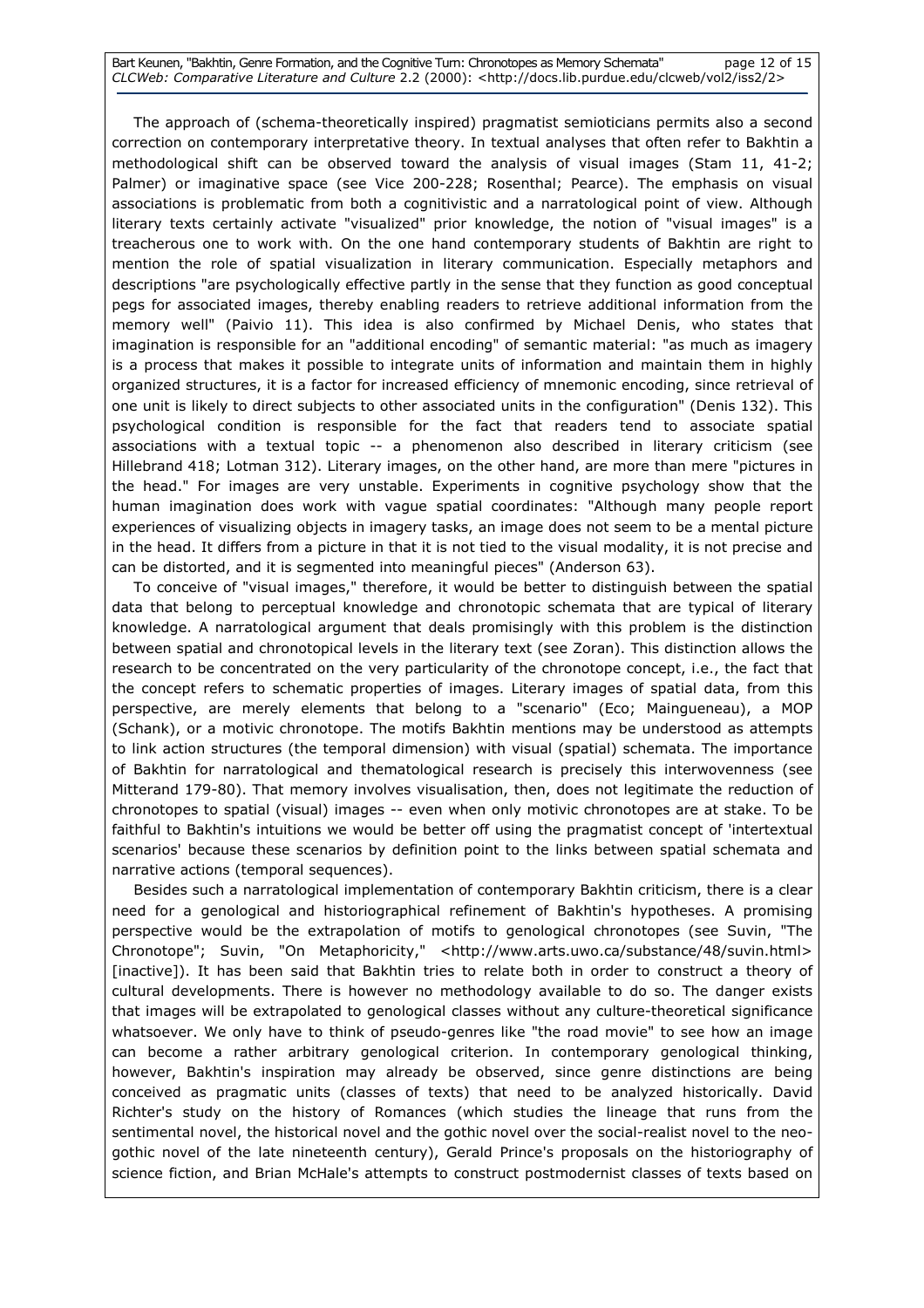The approach of (schema-theoretically inspired) pragmatist semioticians permits also a second correction on contemporary interpretative theory. In textual analyses that often refer to Bakhtin a methodological shift can be observed toward the analysis of visual images (Stam 11, 41-2; Palmer) or imaginative space (see Vice 200-228; Rosenthal; Pearce). The emphasis on visual associations is problematic from both a cognitivistic and a narratological point of view. Although literary texts certainly activate "visualized" prior knowledge, the notion of "visual images" is a treacherous one to work with. On the one hand contemporary students of Bakhtin are right to mention the role of spatial visualization in literary communication. Especially metaphors and descriptions "are psychologically effective partly in the sense that they function as good conceptual pegs for associated images, thereby enabling readers to retrieve additional information from the memory well" (Paivio 11). This idea is also confirmed by Michael Denis, who states that imagination is responsible for an "additional encoding" of semantic material: "as much as imagery is a process that makes it possible to integrate units of information and maintain them in highly organized structures, it is a factor for increased efficiency of mnemonic encoding, since retrieval of one unit is likely to direct subjects to other associated units in the configuration" (Denis 132). This psychological condition is responsible for the fact that readers tend to associate spatial associations with a textual topic -- a phenomenon also described in literary criticism (see Hillebrand 418; Lotman 312). Literary images, on the other hand, are more than mere "pictures in the head." For images are very unstable. Experiments in cognitive psychology show that the human imagination does work with vague spatial coordinates: "Although many people report experiences of visualizing objects in imagery tasks, an image does not seem to be a mental picture in the head. It differs from a picture in that it is not tied to the visual modality, it is not precise and can be distorted, and it is segmented into meaningful pieces" (Anderson 63).

To conceive of "visual images," therefore, it would be better to distinguish between the spatial data that belong to perceptual knowledge and chronotopic schemata that are typical of literary knowledge. A narratological argument that deals promisingly with this problem is the distinction between spatial and chronotopical levels in the literary text (see Zoran). This distinction allows the research to be concentrated on the very particularity of the chronotope concept, i.e., the fact that the concept refers to schematic properties of images. Literary images of spatial data, from this perspective, are merely elements that belong to a "scenario" (Eco; Maingueneau), a MOP (Schank), or a motivic chronotope. The motifs Bakhtin mentions may be understood as attempts to link action structures (the temporal dimension) with visual (spatial) schemata. The importance of Bakhtin for narratological and thematological research is precisely this interwovenness (see Mitterand 179-80). That memory involves visualisation, then, does not legitimate the reduction of chronotopes to spatial (visual) images -- even when only motivic chronotopes are at stake. To be faithful to Bakhtin's intuitions we would be better off using the pragmatist concept of 'intertextual scenarios' because these scenarios by definition point to the links between spatial schemata and narrative actions (temporal sequences).

Besides such a narratological implementation of contemporary Bakhtin criticism, there is a clear need for a genological and historiographical refinement of Bakhtin's hypotheses. A promising perspective would be the extrapolation of motifs to genological chronotopes (see Suvin, "The Chronotope"; Suvin, "On Metaphoricity," <http://www.arts.uwo.ca/substance/48/suvin.html> [inactive]). It has been said that Bakhtin tries to relate both in order to construct a theory of cultural developments. There is however no methodology available to do so. The danger exists that images will be extrapolated to genological classes without any culture-theoretical significance whatsoever. We only have to think of pseudo-genres like "the road movie" to see how an image can become a rather arbitrary genological criterion. In contemporary genological thinking, however, Bakhtin's inspiration may already be observed, since genre distinctions are being conceived as pragmatic units (classes of texts) that need to be analyzed historically. David Richter's study on the history of Romances (which studies the lineage that runs from the sentimental novel, the historical novel and the gothic novel over the social-realist novel to the neo-gothic novel of the late nineteenth century), Gerald Prince's proposals on the historiography of science fiction, and Brian McHale's attempts to construct postmodernist classes of texts based on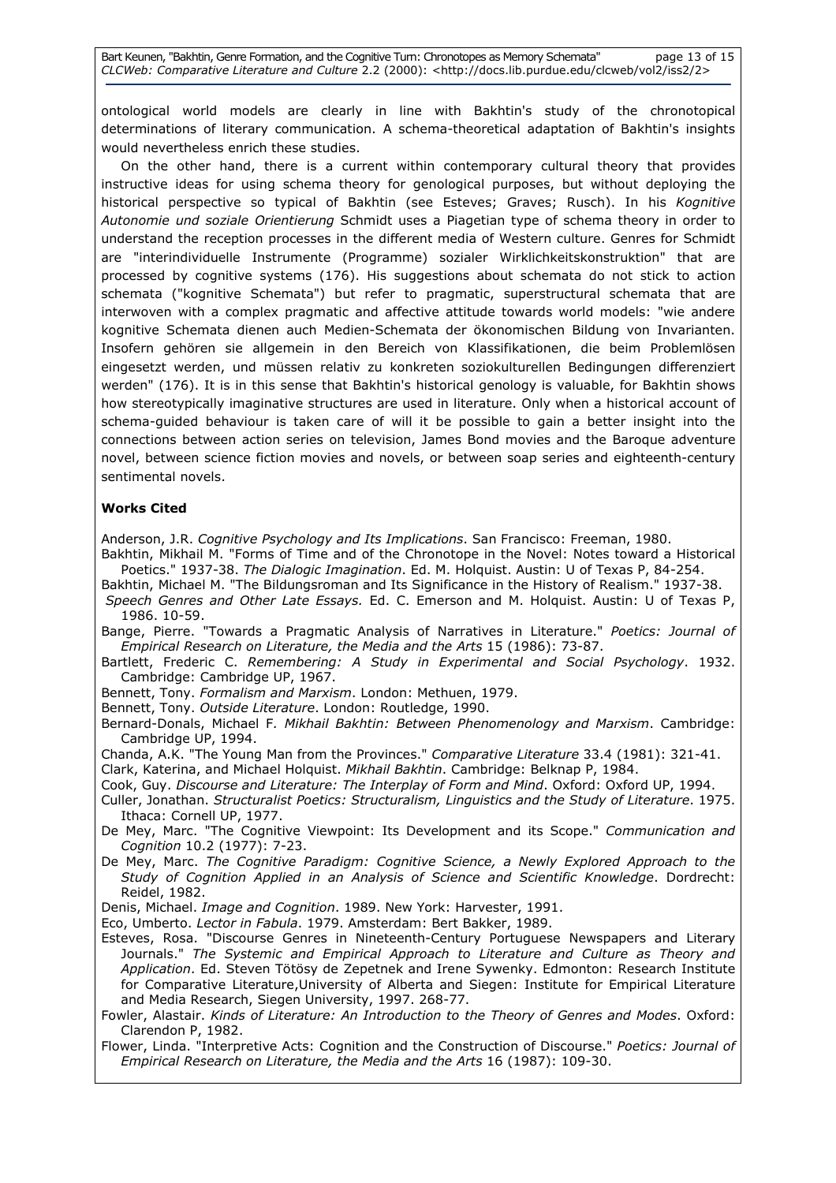ontological world models are clearly in line with Bakhtin's study of the chronotopical determinations of literary communication. A schema-theoretical adaptation of Bakhtin's insights would nevertheless enrich these studies.

On the other hand, there is a current within contemporary cultural theory that provides instructive ideas for using schema theory for genological purposes, but without deploying the historical perspective so typical of Bakhtin (see Esteves; Graves; Rusch). In his *Kognitive Autonomie und soziale Orientierung* Schmidt uses a Piagetian type of schema theory in order to understand the reception processes in the different media of Western culture. Genres for Schmidt are "interindividuelle Instrumente (Programme) sozialer Wirklichkeitskonstruktion" that are processed by cognitive systems (176). His suggestions about schemata do not stick to action schemata ("kognitive Schemata") but refer to pragmatic, superstructural schemata that are interwoven with a complex pragmatic and affective attitude towards world models: "wie andere kognitive Schemata dienen auch Medien-Schemata der ökonomischen Bildung von Invarianten. Insofern gehören sie allgemein in den Bereich von Klassifikationen, die beim Problemlösen eingesetzt werden, und müssen relativ zu konkreten soziokulturellen Bedingungen differenziert werden" (176). It is in this sense that Bakhtin's historical genology is valuable, for Bakhtin shows how stereotypically imaginative structures are used in literature. Only when a historical account of schema-guided behaviour is taken care of will it be possible to gain a better insight into the connections between action series on television, James Bond movies and the Baroque adventure novel, between science fiction movies and novels, or between soap series and eighteenth-century sentimental novels.

**Works Cited**

Anderson, J.R. *Cognitive Psychology and Its Implications*. San Francisco: Freeman, 1980.

Bakhtin, Mikhail M. "Forms of Time and of the Chronotope in the Novel: Notes toward a Historical Poetics." 1937-38. *The Dialogic Imagination*. Ed. M. Holquist. Austin: U of Texas P, 84-254.

Bakhtin, Michael M. "The Bildungsroman and Its Significance in the History of Realism." 1937-38. *Speech Genres and Other Late Essays.* Ed. C. Emerson and M. Holquist. Austin: U of Texas P, 1986. 10-59.

Bange, Pierre. "Towards a Pragmatic Analysis of Narratives in Literature." *Poetics: Journal of Empirical Research on Literature, the Media and the Arts* 15 (1986): 73-87.

Bartlett, Frederic C. *Remembering: A Study in Experimental and Social Psychology*. 1932. Cambridge: Cambridge UP, 1967.

Bennett, Tony. *Formalism and Marxism*. London: Methuen, 1979.

Bennett, Tony. *Outside Literature*. London: Routledge, 1990.

Bernard-Donals, Michael F. *Mikhail Bakhtin: Between Phenomenology and Marxism*. Cambridge: Cambridge UP, 1994.

Chanda, A.K. "The Young Man from the Provinces." *Comparative Literature* 33.4 (1981): 321-41.

Clark, Katerina, and Michael Holquist. *Mikhail Bakhtin*. Cambridge: Belknap P, 1984.

Cook, Guy. *Discourse and Literature: The Interplay of Form and Mind*. Oxford: Oxford UP, 1994.

Culler, Jonathan. *Structuralist Poetics: Structuralism, Linguistics and the Study of Literature*. 1975. Ithaca: Cornell UP, 1977.

De Mey, Marc. "The Cognitive Viewpoint: Its Development and its Scope." *Communication and Cognition* 10.2 (1977): 7-23.

De Mey, Marc. *The Cognitive Paradigm: Cognitive Science, a Newly Explored Approach to the Study of Cognition Applied in an Analysis of Science and Scientific Knowledge*. Dordrecht: Reidel, 1982.

Denis, Michael. *Image and Cognition*. 1989. New York: Harvester, 1991.

Eco, Umberto. *Lector in Fabula*. 1979. Amsterdam: Bert Bakker, 1989.

Esteves, Rosa. "Discourse Genres in Nineteenth-Century Portuguese Newspapers and Literary Journals." *The Systemic and Empirical Approach to Literature and Culture as Theory and Application*. Ed. Steven Tötösy de Zepetnek and Irene Sywenky. Edmonton: Research Institute for Comparative Literature,University of Alberta and Siegen: Institute for Empirical Literature and Media Research, Siegen University, 1997. 268-77.

Fowler, Alastair. *Kinds of Literature: An Introduction to the Theory of Genres and Modes*. Oxford: Clarendon P, 1982.

Flower, Linda. "Interpretive Acts: Cognition and the Construction of Discourse." *Poetics: Journal of Empirical Research on Literature, the Media and the Arts* 16 (1987): 109-30.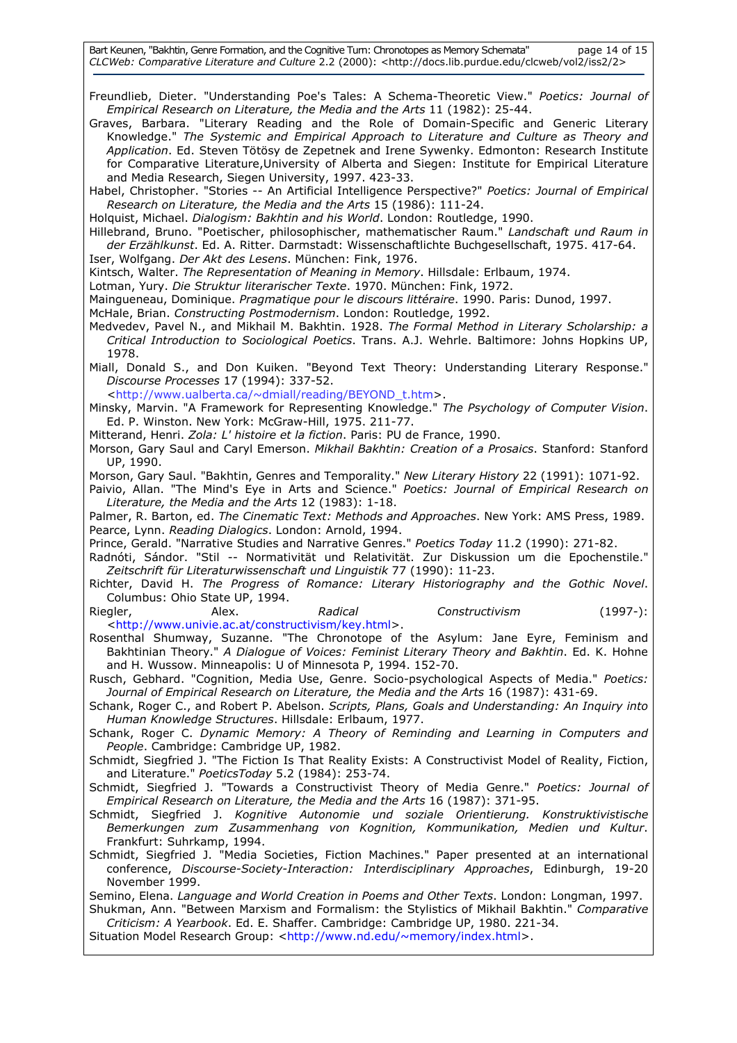Freundlieb, Dieter. "Understanding Poe's Tales: A Schema-Theoretic View." *Poetics: Journal of Empirical Research on Literature, the Media and the Arts* 11 (1982): 25-44.

Graves, Barbara. "Literary Reading and the Role of Domain-Specific and Generic Literary Knowledge." *The Systemic and Empirical Approach to Literature and Culture as Theory and Application*. Ed. Steven Tötösy de Zepetnek and Irene Sywenky. Edmonton: Research Institute for Comparative Literature,University of Alberta and Siegen: Institute for Empirical Literature and Media Research, Siegen University, 1997. 423-33.

Habel, Christopher. "Stories -- An Artificial Intelligence Perspective?" *Poetics: Journal of Empirical Research on Literature, the Media and the Arts* 15 (1986): 111-24.

Holquist, Michael. *Dialogism: Bakhtin and his World*. London: Routledge, 1990.

Hillebrand, Bruno. "Poetischer, philosophischer, mathematischer Raum." *Landschaft und Raum in der Erzählkunst*. Ed. A. Ritter. Darmstadt: Wissenschaftlichte Buchgesellschaft, 1975. 417-64.

Iser, Wolfgang. *Der Akt des Lesens*. München: Fink, 1976.

Kintsch, Walter. *The Representation of Meaning in Memory*. Hillsdale: Erlbaum, 1974.

Lotman, Yury. *Die Struktur literarischer Texte*. 1970. München: Fink, 1972.

Maingueneau, Dominique. *Pragmatique pour le discours littéraire*. 1990. Paris: Dunod, 1997.

McHale, Brian. *Constructing Postmodernism*. London: Routledge, 1992.

Medvedev, Pavel N., and Mikhail M. Bakhtin. 1928. *The Formal Method in Literary Scholarship: a Critical Introduction to Sociological Poetics*. Trans. A.J. Wehrle. Baltimore: Johns Hopkins UP, 1978.

Miall, Donald S., and Don Kuiken. "Beyond Text Theory: Understanding Literary Response." *Discourse Processes* 17 (1994): 337-52. <http://www.ualberta.ca/~dmiall/reading/BEYOND_t.htm>.

Minsky, Marvin. "A Framework for Representing Knowledge." *The Psychology of Computer Vision*. Ed. P. Winston. New York: McGraw-Hill, 1975. 211-77.

Mitterand, Henri. *Zola: L' histoire et la fiction*. Paris: PU de France, 1990.

Morson, Gary Saul and Caryl Emerson. *Mikhail Bakhtin: Creation of a Prosaics*. Stanford: Stanford UP, 1990.

Morson, Gary Saul. "Bakhtin, Genres and Temporality." *New Literary History* 22 (1991): 1071-92.

Paivio, Allan. "The Mind's Eye in Arts and Science." *Poetics: Journal of Empirical Research on Literature, the Media and the Arts* 12 (1983): 1-18.

Palmer, R. Barton, ed. *The Cinematic Text: Methods and Approaches*. New York: AMS Press, 1989.

Pearce, Lynn. *Reading Dialogics*. London: Arnold, 1994.

Prince, Gerald. "Narrative Studies and Narrative Genres." *Poetics Today* 11.2 (1990): 271-82.

Radnóti, Sándor. "Stil -- Normativität und Relativität. Zur Diskussion um die Epochenstile." *Zeitschrift für Literaturwissenschaft und Linguistik* 77 (1990): 11-23.

Richter, David H. *The Progress of Romance: Literary Historiography and the Gothic Novel*. Columbus: Ohio State UP, 1994.

Riegler, Alex. *Radical Constructivism* (1997-): <http://www.univie.ac.at/constructivism/key.html>.

Rosenthal Shumway, Suzanne. "The Chronotope of the Asylum: Jane Eyre, Feminism and Bakhtinian Theory." *A Dialogue of Voices: Feminist Literary Theory and Bakhtin*. Ed. K. Hohne and H. Wussow. Minneapolis: U of Minnesota P, 1994. 152-70.

Rusch, Gebhard. "Cognition, Media Use, Genre. Socio-psychological Aspects of Media." *Poetics: Journal of Empirical Research on Literature, the Media and the Arts* 16 (1987): 431-69.

Schank, Roger C., and Robert P. Abelson. *Scripts, Plans, Goals and Understanding: An Inquiry into Human Knowledge Structures*. Hillsdale: Erlbaum, 1977.

Schank, Roger C. *Dynamic Memory: A Theory of Reminding and Learning in Computers and People*. Cambridge: Cambridge UP, 1982.

Schmidt, Siegfried J. "The Fiction Is That Reality Exists: A Constructivist Model of Reality, Fiction, and Literature." *PoeticsToday* 5.2 (1984): 253-74.

Schmidt, Siegfried J. "Towards a Constructivist Theory of Media Genre." *Poetics: Journal of Empirical Research on Literature, the Media and the Arts* 16 (1987): 371-95.

Schmidt, Siegfried J. *Kognitive Autonomie und soziale Orientierung. Konstruktivistische Bemerkungen zum Zusammenhang von Kognition, Kommunikation, Medien und Kultur*. Frankfurt: Suhrkamp, 1994.

Schmidt, Siegfried J. "Media Societies, Fiction Machines." Paper presented at an international conference, *Discourse-Society-Interaction: Interdisciplinary Approaches*, Edinburgh, 19-20 November 1999.

Semino, Elena. *Language and World Creation in Poems and Other Texts*. London: Longman, 1997.

Shukman, Ann. "Between Marxism and Formalism: the Stylistics of Mikhail Bakhtin." *Comparative Criticism: A Yearbook*. Ed. E. Shaffer. Cambridge: Cambridge UP, 1980. 221-34.

Situation Model Research Group: <http://www.nd.edu/~memory/index.html>.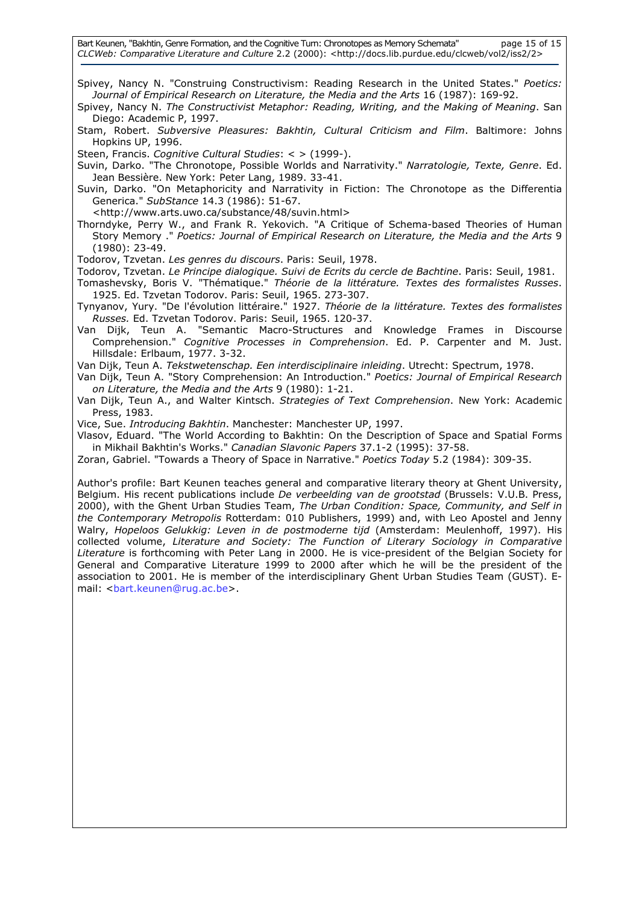Spivey, Nancy N. "Construing Constructivism: Reading Research in the United States." *Poetics: Journal of Empirical Research on Literature, the Media and the Arts* 16 (1987): 169-92.

Spivey, Nancy N. *The Constructivist Metaphor: Reading, Writing, and the Making of Meaning*. San Diego: Academic P, 1997.

Stam, Robert. *Subversive Pleasures: Bakhtin, Cultural Criticism and Film*. Baltimore: Johns Hopkins UP, 1996.

Steen, Francis. *Cognitive Cultural Studies*: < > (1999-).

Suvin, Darko. "The Chronotope, Possible Worlds and Narrativity." *Narratologie, Texte, Genre*. Ed. Jean Bessière. New York: Peter Lang, 1989. 33-41.

Suvin, Darko. "On Metaphoricity and Narrativity in Fiction: The Chronotope as the Differentia Generica." *SubStance* 14.3 (1986): 51-67. <http://www.arts.uwo.ca/substance/48/suvin.html>

Thorndyke, Perry W., and Frank R. Yekovich. "A Critique of Schema-based Theories of Human Story Memory ." *Poetics: Journal of Empirical Research on Literature, the Media and the Arts* 9 (1980): 23-49.

Todorov, Tzvetan. *Les genres du discours*. Paris: Seuil, 1978.

Todorov, Tzvetan. *Le Principe dialogique. Suivi de Ecrits du cercle de Bachtine*. Paris: Seuil, 1981.

Tomashevsky, Boris V. "Thématique." *Théorie de la littérature. Textes des formalistes Russes*. 1925. Ed. Tzvetan Todorov. Paris: Seuil, 1965. 273-307.

Tynyanov, Yury. "De l'évolution littéraire." 1927. *Théorie de la littérature. Textes des formalistes Russes.* Ed. Tzvetan Todorov. Paris: Seuil, 1965. 120-37.

Van Dijk, Teun A. "Semantic Macro-Structures and Knowledge Frames in Discourse Comprehension." *Cognitive Processes in Comprehension*. Ed. P. Carpenter and M. Just. Hillsdale: Erlbaum, 1977. 3-32.

Van Dijk, Teun A. *Tekstwetenschap. Een interdisciplinaire inleiding*. Utrecht: Spectrum, 1978.

Van Dijk, Teun A. "Story Comprehension: An Introduction." *Poetics: Journal of Empirical Research on Literature, the Media and the Arts* 9 (1980): 1-21.

Van Dijk, Teun A., and Walter Kintsch. *Strategies of Text Comprehension*. New York: Academic Press, 1983.

Vice, Sue. *Introducing Bakhtin*. Manchester: Manchester UP, 1997.

Vlasov, Eduard. "The World According to Bakhtin: On the Description of Space and Spatial Forms in Mikhail Bakhtin's Works." *Canadian Slavonic Papers* 37.1-2 (1995): 37-58.

Zoran, Gabriel. "Towards a Theory of Space in Narrative." *Poetics Today* 5.2 (1984): 309-35.

Author's profile: Bart Keunen teaches general and comparative literary theory at Ghent University, Belgium. His recent publications include *De verbeelding van de grootstad* (Brussels: V.U.B. Press, 2000), with the Ghent Urban Studies Team, *The Urban Condition: Space, Community, and Self in the Contemporary Metropolis* Rotterdam: 010 Publishers, 1999) and, with Leo Apostel and Jenny Walry, *Hopeloos Gelukkig: Leven in de postmoderne tijd* (Amsterdam: Meulenhoff, 1997). His collected volume, *Literature and Society: The Function of Literary Sociology in Comparative Literature* is forthcoming with Peter Lang in 2000. He is vice-president of the Belgian Society for General and Comparative Literature 1999 to 2000 after which he will be the president of the association to 2001. He is member of the interdisciplinary Ghent Urban Studies Team (GUST). E-mail: <bart.keunen@rug.ac.be>.